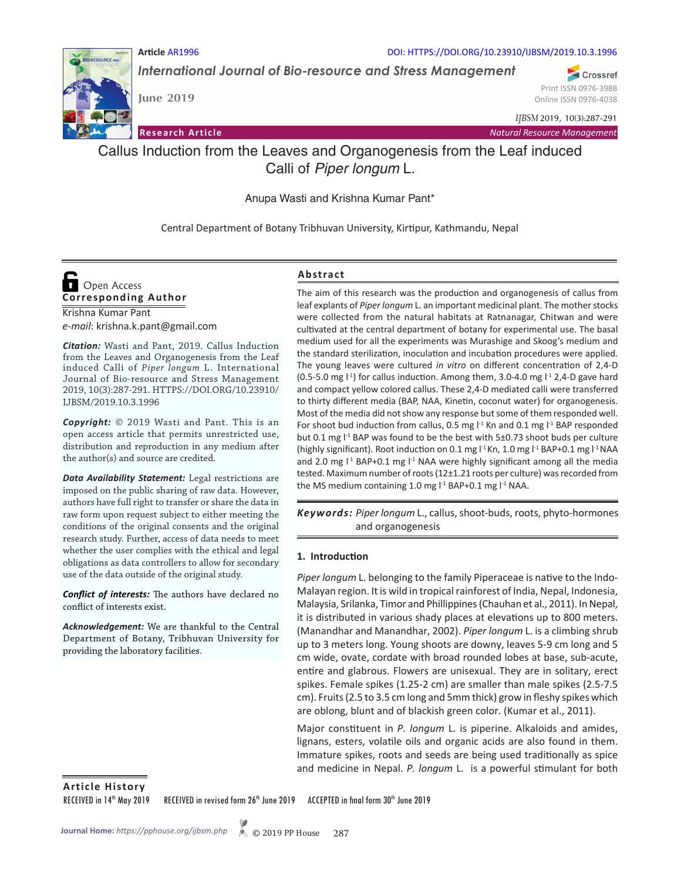Article AR1996

DOI: HTTPS://DOI.ORG/10.23910/IJBSM/2019.10.3.1996

*International Journal of Bio-resource and Stress Management*

June 2019

Print ISSN 0976-3988
Online ISSN 0976-4038

*IJBSM* 2019, 10(3):287-291

**Research Article** — *Natural Resource Management*

# Callus Induction from the Leaves and Organogenesis from the Leaf induced Calli of *Piper longum* L.

Anupa Wasti and Krishna Kumar Pant*

Central Department of Botany Tribhuvan University, Kirtipur, Kathmandu, Nepal

Open Access

**Corresponding Author**

Krishna Kumar Pant
*e-mail*: krishna.k.pant@gmail.com

***Citation:*** Wasti and Pant, 2019. Callus Induction from the Leaves and Organogenesis from the Leaf induced Calli of *Piper longum* L. International Journal of Bio-resource and Stress Management 2019, 10(3):287-291. HTTPS://DOI.ORG/10.23910/IJBSM/2019.10.3.1996

***Copyright:*** © 2019 Wasti and Pant. This is an open access article that permits unrestricted use, distribution and reproduction in any medium after the author(s) and source are credited.

***Data Availability Statement:*** Legal restrictions are imposed on the public sharing of raw data. However, authors have full right to transfer or share the data in raw form upon request subject to either meeting the conditions of the original consents and the original research study. Further, access of data needs to meet whether the user complies with the ethical and legal obligations as data controllers to allow for secondary use of the data outside of the original study.

***Conflict of interests:*** The authors have declared no conflict of interests exist.

***Acknowledgement:*** We are thankful to the Central Department of Botany, Tribhuvan University for providing the laboratory facilities.

## Abstract

The aim of this research was the production and organogenesis of callus from leaf explants of *Piper longum* L. an important medicinal plant. The mother stocks were collected from the natural habitats at Ratnanagar, Chitwan and were cultivated at the central department of botany for experimental use. The basal medium used for all the experiments was Murashige and Skoog's medium and the standard sterilization, inoculation and incubation procedures were applied. The young leaves were cultured *in vitro* on different concentration of 2,4-D (0.5-5.0 mg $l^{-1}$) for callus induction. Among them, 3.0-4.0 mg $l^{-1}$ 2,4-D gave hard and compact yellow colored callus. These 2,4-D mediated calli were transferred to thirty different media (BAP, NAA, Kinetin, coconut water) for organogenesis. Most of the media did not show any response but some of them responded well. For shoot bud induction from callus, 0.5 mg $l^{-1}$ Kn and 0.1 mg $l^{-1}$ BAP responded but 0.1 mg $l^{-1}$ BAP was found to be the best with 5±0.73 shoot buds per culture (highly significant). Root induction on 0.1 mg $l^{-1}$ Kn, 1.0 mg $l^{-1}$ BAP+0.1 mg $l^{-1}$ NAA and 2.0 mg $l^{-1}$ BAP+0.1 mg $l^{-1}$ NAA were highly significant among all the media tested. Maximum number of roots (12±1.21 roots per culture) was recorded from the MS medium containing 1.0 mg $l^{-1}$ BAP+0.1 mg $l^{-1}$ NAA.

***Keywords:*** *Piper longum* L., callus, shoot-buds, roots, phyto-hormones and organogenesis

## 1. Introduction

*Piper longum* L. belonging to the family Piperaceae is native to the Indo-Malayan region. It is wild in tropical rainforest of India, Nepal, Indonesia, Malaysia, Srilanka, Timor and Phillippines (Chauhan et al., 2011). In Nepal, it is distributed in various shady places at elevations up to 800 meters. (Manandhar and Manandhar, 2002). *Piper longum* L. is a climbing shrub up to 3 meters long. Young shoots are downy, leaves 5-9 cm long and 5 cm wide, ovate, cordate with broad rounded lobes at base, sub-acute, entire and glabrous. Flowers are unisexual. They are in solitary, erect spikes. Female spikes (1.25-2 cm) are smaller than male spikes (2.5-7.5 cm). Fruits (2.5 to 3.5 cm long and 5mm thick) grow in fleshy spikes which are oblong, blunt and of blackish green color. (Kumar et al., 2011).

Major constituent in *P. longum* L. is piperine. Alkaloids and amides, lignans, esters, volatile oils and organic acids are also found in them. Immature spikes, roots and seeds are being used traditionally as spice and medicine in Nepal. *P. longum* L. is a powerful stimulant for both

**Article History**

RECEIVED in 14th May 2019 RECEIVED in revised form 26th June 2019 ACCEPTED in final form 30th June 2019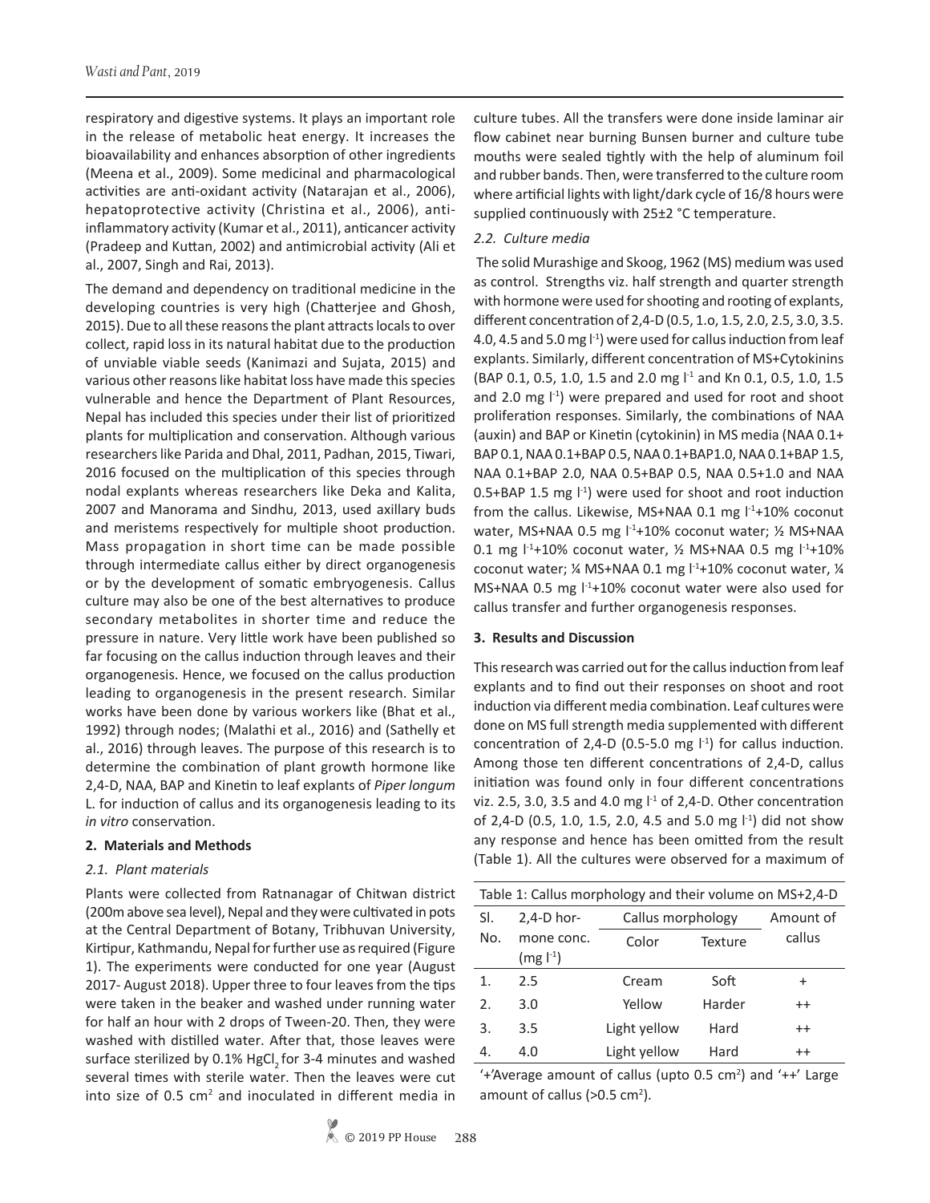respiratory and digestive systems. It plays an important role in the release of metabolic heat energy. It increases the bioavailability and enhances absorption of other ingredients (Meena et al., 2009). Some medicinal and pharmacological activities are anti-oxidant activity (Natarajan et al., 2006), hepatoprotective activity (Christina et al., 2006), anti-inflammatory activity (Kumar et al., 2011), anticancer activity (Pradeep and Kuttan, 2002) and antimicrobial activity (Ali et al., 2007, Singh and Rai, 2013).

The demand and dependency on traditional medicine in the developing countries is very high (Chatterjee and Ghosh, 2015). Due to all these reasons the plant attracts locals to over collect, rapid loss in its natural habitat due to the production of unviable viable seeds (Kanimazi and Sujata, 2015) and various other reasons like habitat loss have made this species vulnerable and hence the Department of Plant Resources, Nepal has included this species under their list of prioritized plants for multiplication and conservation. Although various researchers like Parida and Dhal, 2011, Padhan, 2015, Tiwari, 2016 focused on the multiplication of this species through nodal explants whereas researchers like Deka and Kalita, 2007 and Manorama and Sindhu, 2013, used axillary buds and meristems respectively for multiple shoot production. Mass propagation in short time can be made possible through intermediate callus either by direct organogenesis or by the development of somatic embryogenesis. Callus culture may also be one of the best alternatives to produce secondary metabolites in shorter time and reduce the pressure in nature. Very little work have been published so far focusing on the callus induction through leaves and their organogenesis. Hence, we focused on the callus production leading to organogenesis in the present research. Similar works have been done by various workers like (Bhat et al., 1992) through nodes; (Malathi et al., 2016) and (Sathelly et al., 2016) through leaves. The purpose of this research is to determine the combination of plant growth hormone like 2,4-D, NAA, BAP and Kinetin to leaf explants of *Piper longum* L. for induction of callus and its organogenesis leading to its *in vitro* conservation.

## 2. Materials and Methods

### 2.1. Plant materials

Plants were collected from Ratnanagar of Chitwan district (200m above sea level), Nepal and they were cultivated in pots at the Central Department of Botany, Tribhuvan University, Kirtipur, Kathmandu, Nepal for further use as required (Figure 1). The experiments were conducted for one year (August 2017- August 2018). Upper three to four leaves from the tips were taken in the beaker and washed under running water for half an hour with 2 drops of Tween-20. Then, they were washed with distilled water. After that, those leaves were surface sterilized by 0.1% $HgCl_2$ for 3-4 minutes and washed several times with sterile water. Then the leaves were cut into size of 0.5 $cm^2$ and inoculated in different media in culture tubes. All the transfers were done inside laminar air flow cabinet near burning Bunsen burner and culture tube mouths were sealed tightly with the help of aluminum foil and rubber bands. Then, were transferred to the culture room where artificial lights with light/dark cycle of 16/8 hours were supplied continuously with 25±2 °C temperature.

### 2.2. Culture media

The solid Murashige and Skoog, 1962 (MS) medium was used as control. Strengths viz. half strength and quarter strength with hormone were used for shooting and rooting of explants, different concentration of 2,4-D (0.5, 1.o, 1.5, 2.0, 2.5, 3.0, 3.5. 4.0, 4.5 and 5.0 mg $l^{-1}$) were used for callus induction from leaf explants. Similarly, different concentration of MS+Cytokinins (BAP 0.1, 0.5, 1.0, 1.5 and 2.0 mg $l^{-1}$ and Kn 0.1, 0.5, 1.0, 1.5 and 2.0 mg $l^{-1}$) were prepared and used for root and shoot proliferation responses. Similarly, the combinations of NAA (auxin) and BAP or Kinetin (cytokinin) in MS media (NAA 0.1+ BAP 0.1, NAA 0.1+BAP 0.5, NAA 0.1+BAP1.0, NAA 0.1+BAP 1.5, NAA 0.1+BAP 2.0, NAA 0.5+BAP 0.5, NAA 0.5+1.0 and NAA 0.5+BAP 1.5 mg $l^{-1}$) were used for shoot and root induction from the callus. Likewise, MS+NAA 0.1 mg $l^{-1}$+10% coconut water, MS+NAA 0.5 mg $l^{-1}$+10% coconut water; ½ MS+NAA 0.1 mg $l^{-1}$+10% coconut water, ½ MS+NAA 0.5 mg $l^{-1}$+10% coconut water; ¼ MS+NAA 0.1 mg $l^{-1}$+10% coconut water, ¼ MS+NAA 0.5 mg $l^{-1}$+10% coconut water were also used for callus transfer and further organogenesis responses.

## 3. Results and Discussion

This research was carried out for the callus induction from leaf explants and to find out their responses on shoot and root induction via different media combination. Leaf cultures were done on MS full strength media supplemented with different concentration of 2,4-D (0.5-5.0 mg $l^{-1}$) for callus induction. Among those ten different concentrations of 2,4-D, callus initiation was found only in four different concentrations viz. 2.5, 3.0, 3.5 and 4.0 mg $l^{-1}$ of 2,4-D. Other concentration of 2,4-D (0.5, 1.0, 1.5, 2.0, 4.5 and 5.0 mg $l^{-1}$) did not show any response and hence has been omitted from the result (Table 1). All the cultures were observed for a maximum of

Table 1: Callus morphology and their volume on MS+2,4-D

| Sl. No. | 2,4-D hormone conc. (mg $l^{-1}$) | Callus morphology | | Amount of callus |
|---|---|---|---|---|
| | | Color | Texture | |
| 1. | 2.5 | Cream | Soft | + |
| 2. | 3.0 | Yellow | Harder | ++ |
| 3. | 3.5 | Light yellow | Hard | ++ |
| 4. | 4.0 | Light yellow | Hard | ++ |

'+'Average amount of callus (upto 0.5 $cm^2$) and '++' Large amount of callus (>0.5 $cm^2$).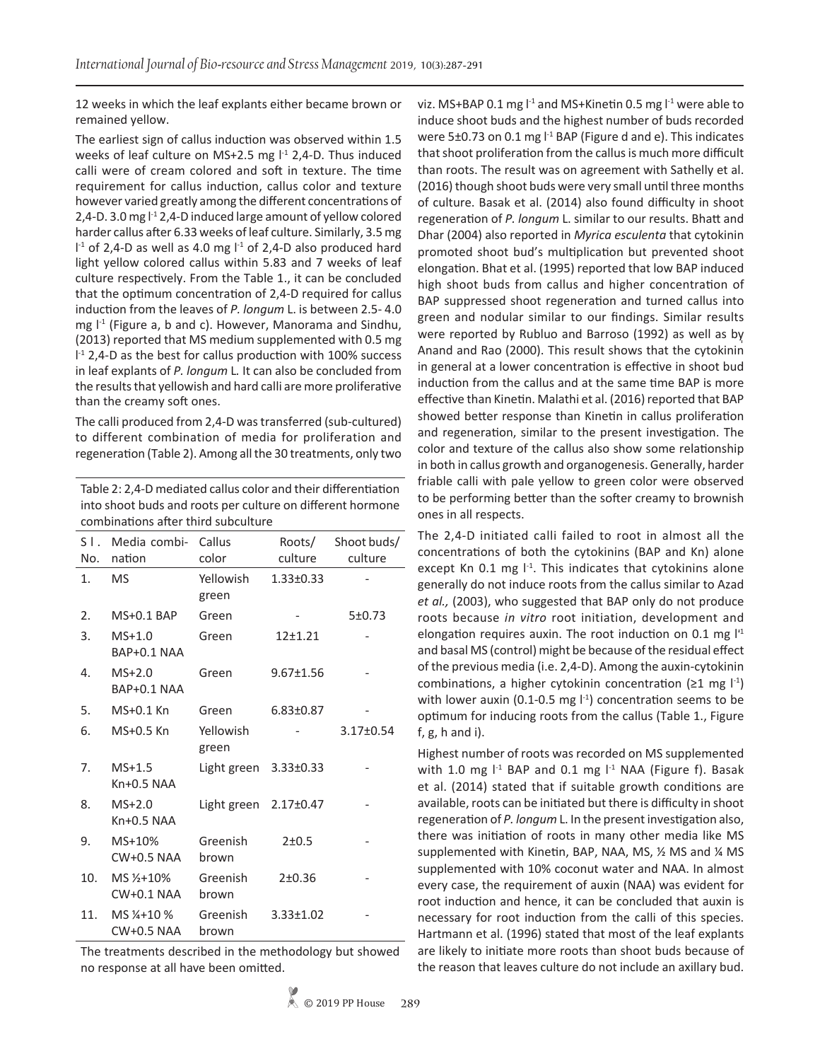12 weeks in which the leaf explants either became brown or remained yellow.

The earliest sign of callus induction was observed within 1.5 weeks of leaf culture on MS+2.5 mg $l^{-1}$ 2,4-D. Thus induced calli were of cream colored and soft in texture. The time requirement for callus induction, callus color and texture however varied greatly among the different concentrations of 2,4-D. 3.0 mg $l^{-1}$ 2,4-D induced large amount of yellow colored harder callus after 6.33 weeks of leaf culture. Similarly, 3.5 mg $l^{-1}$ of 2,4-D as well as 4.0 mg $l^{-1}$ of 2,4-D also produced hard light yellow colored callus within 5.83 and 7 weeks of leaf culture respectively. From the Table 1., it can be concluded that the optimum concentration of 2,4-D required for callus induction from the leaves of *P. longum* L. is between 2.5- 4.0 mg $l^{-1}$ (Figure a, b and c). However, Manorama and Sindhu, (2013) reported that MS medium supplemented with 0.5 mg $l^{-1}$ 2,4-D as the best for callus production with 100% success in leaf explants of *P. longum* L. It can also be concluded from the results that yellowish and hard calli are more proliferative than the creamy soft ones.

The calli produced from 2,4-D was transferred (sub-cultured) to different combination of media for proliferation and regeneration (Table 2). Among all the 30 treatments, only two viz. MS+BAP 0.1 mg $l^{-1}$ and MS+Kinetin 0.5 mg $l^{-1}$ were able to induce shoot buds and the highest number of buds recorded were 5±0.73 on 0.1 mg $l^{-1}$ BAP (Figure d and e). This indicates that shoot proliferation from the callus is much more difficult than roots. The result was on agreement with Sathelly et al. (2016) though shoot buds were very small until three months of culture. Basak et al. (2014) also found difficulty in shoot regeneration of *P. longum* L. similar to our results. Bhatt and Dhar (2004) also reported in *Myrica esculenta* that cytokinin promoted shoot bud's multiplication but prevented shoot elongation. Bhat et al. (1995) reported that low BAP induced high shoot buds from callus and higher concentration of BAP suppressed shoot regeneration and turned callus into green and nodular similar to our findings. Similar results were reported by Rubluo and Barroso (1992) as well as by Anand and Rao (2000). This result shows that the cytokinin in general at a lower concentration is effective in shoot bud induction from the callus and at the same time BAP is more effective than Kinetin. Malathi et al. (2016) reported that BAP showed better response than Kinetin in callus proliferation and regeneration, similar to the present investigation. The color and texture of the callus also show some relationship in both in callus growth and organogenesis. Generally, harder friable calli with pale yellow to green color were observed to be performing better than the softer creamy to brownish ones in all respects.

Table 2: 2,4-D mediated callus color and their differentiation into shoot buds and roots per culture on different hormone combinations after third subculture

| Sl. No. | Media combination | Callus color | Roots/ culture | Shoot buds/ culture |
|---|---|---|---|---|
| 1. | MS | Yellowish green | 1.33±0.33 | - |
| 2. | MS+0.1 BAP | Green | - | 5±0.73 |
| 3. | MS+1.0 BAP+0.1 NAA | Green | 12±1.21 | - |
| 4. | MS+2.0 BAP+0.1 NAA | Green | 9.67±1.56 | - |
| 5. | MS+0.1 Kn | Green | 6.83±0.87 | - |
| 6. | MS+0.5 Kn | Yellowish green | - | 3.17±0.54 |
| 7. | MS+1.5 Kn+0.5 NAA | Light green | 3.33±0.33 | - |
| 8. | MS+2.0 Kn+0.5 NAA | Light green | 2.17±0.47 | - |
| 9. | MS+10% CW+0.5 NAA | Greenish brown | 2±0.5 | - |
| 10. | MS ½+10% CW+0.1 NAA | Greenish brown | 2±0.36 | - |
| 11. | MS ¼+10 % CW+0.5 NAA | Greenish brown | 3.33±1.02 | - |

The treatments described in the methodology but showed no response at all have been omitted.

The 2,4-D initiated calli failed to root in almost all the concentrations of both the cytokinins (BAP and Kn) alone except Kn 0.1 mg $l^{-1}$. This indicates that cytokinins alone generally do not induce roots from the callus similar to Azad *et al.,* (2003), who suggested that BAP only do not produce roots because *in vitro* root initiation, development and elongation requires auxin. The root induction on 0.1 mg $l^{-1}$ and basal MS (control) might be because of the residual effect of the previous media (i.e. 2,4-D). Among the auxin-cytokinin combinations, a higher cytokinin concentration (≥1 mg $l^{-1}$) with lower auxin (0.1-0.5 mg $l^{-1}$) concentration seems to be optimum for inducing roots from the callus (Table 1., Figure f, g, h and i).

Highest number of roots was recorded on MS supplemented with 1.0 mg $l^{-1}$ BAP and 0.1 mg $l^{-1}$ NAA (Figure f). Basak et al. (2014) stated that if suitable growth conditions are available, roots can be initiated but there is difficulty in shoot regeneration of *P. longum* L. In the present investigation also, there was initiation of roots in many other media like MS supplemented with Kinetin, BAP, NAA, MS, ½ MS and ¼ MS supplemented with 10% coconut water and NAA. In almost every case, the requirement of auxin (NAA) was evident for root induction and hence, it can be concluded that auxin is necessary for root induction from the calli of this species. Hartmann et al. (1996) stated that most of the leaf explants are likely to initiate more roots than shoot buds because of the reason that leaves culture do not include an axillary bud.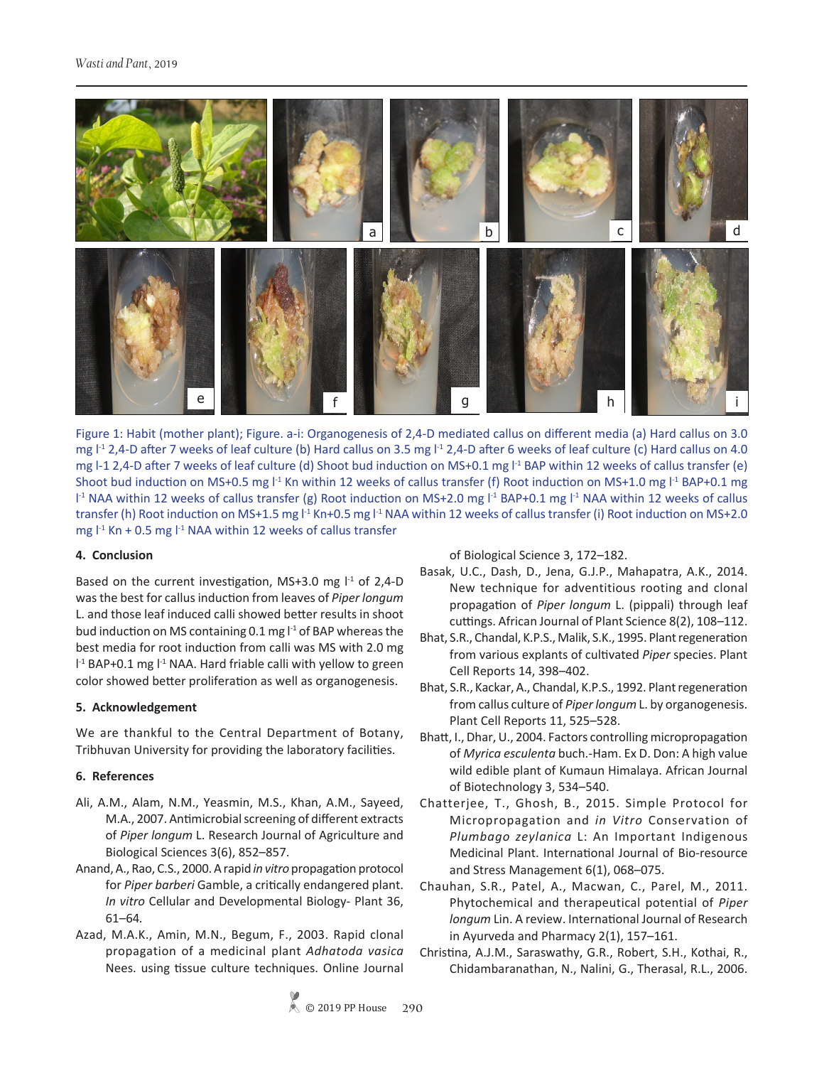Figure 1: Habit (mother plant); Figure. a-i: Organogenesis of 2,4-D mediated callus on different media (a) Hard callus on 3.0 mg $l^{-1}$ 2,4-D after 7 weeks of leaf culture (b) Hard callus on 3.5 mg $l^{-1}$ 2,4-D after 6 weeks of leaf culture (c) Hard callus on 4.0 mg l-1 2,4-D after 7 weeks of leaf culture (d) Shoot bud induction on MS+0.1 mg $l^{-1}$ BAP within 12 weeks of callus transfer (e) Shoot bud induction on MS+0.5 mg $l^{-1}$ Kn within 12 weeks of callus transfer (f) Root induction on MS+1.0 mg $l^{-1}$ BAP+0.1 mg $l^{-1}$ NAA within 12 weeks of callus transfer (g) Root induction on MS+2.0 mg $l^{-1}$ BAP+0.1 mg $l^{-1}$ NAA within 12 weeks of callus transfer (h) Root induction on MS+1.5 mg $l^{-1}$ Kn+0.5 mg $l^{-1}$ NAA within 12 weeks of callus transfer (i) Root induction on MS+2.0 mg $l^{-1}$ Kn + 0.5 mg $l^{-1}$ NAA within 12 weeks of callus transfer

## 4. Conclusion

Based on the current investigation, MS+3.0 mg $l^{-1}$ of 2,4-D was the best for callus induction from leaves of *Piper longum* L. and those leaf induced calli showed better results in shoot bud induction on MS containing 0.1 mg $l^{-1}$ of BAP whereas the best media for root induction from calli was MS with 2.0 mg $l^{-1}$ BAP+0.1 mg $l^{-1}$ NAA. Hard friable calli with yellow to green color showed better proliferation as well as organogenesis.

## 5. Acknowledgement

We are thankful to the Central Department of Botany, Tribhuvan University for providing the laboratory facilities.

## 6. References

Ali, A.M., Alam, N.M., Yeasmin, M.S., Khan, A.M., Sayeed, M.A., 2007. Antimicrobial screening of different extracts of *Piper longum* L. Research Journal of Agriculture and Biological Sciences 3(6), 852–857.

Anand, A., Rao, C.S., 2000. A rapid *in vitro* propagation protocol for *Piper barberi* Gamble, a critically endangered plant. *In vitro* Cellular and Developmental Biology- Plant 36, 61–64.

Azad, M.A.K., Amin, M.N., Begum, F., 2003. Rapid clonal propagation of a medicinal plant *Adhatoda vasica* Nees. using tissue culture techniques. Online Journal of Biological Science 3, 172–182.

Basak, U.C., Dash, D., Jena, G.J.P., Mahapatra, A.K., 2014. New technique for adventitious rooting and clonal propagation of *Piper longum* L. (pippali) through leaf cuttings. African Journal of Plant Science 8(2), 108–112.

Bhat, S.R., Chandal, K.P.S., Malik, S.K., 1995. Plant regeneration from various explants of cultivated *Piper* species. Plant Cell Reports 14, 398–402.

Bhat, S.R., Kackar, A., Chandal, K.P.S., 1992. Plant regeneration from callus culture of *Piper longum* L. by organogenesis. Plant Cell Reports 11, 525–528.

Bhatt, I., Dhar, U., 2004. Factors controlling micropropagation of *Myrica esculenta* buch.-Ham. Ex D. Don: A high value wild edible plant of Kumaun Himalaya. African Journal of Biotechnology 3, 534–540.

Chatterjee, T., Ghosh, B., 2015. Simple Protocol for Micropropagation and *in Vitro* Conservation of *Plumbago zeylanica* L: An Important Indigenous Medicinal Plant. International Journal of Bio-resource and Stress Management 6(1), 068–075.

Chauhan, S.R., Patel, A., Macwan, C., Parel, M., 2011. Phytochemical and therapeutical potential of *Piper longum* Lin. A review. International Journal of Research in Ayurveda and Pharmacy 2(1), 157–161.

Christina, A.J.M., Saraswathy, G.R., Robert, S.H., Kothai, R., Chidambaranathan, N., Nalini, G., Therasal, R.L., 2006.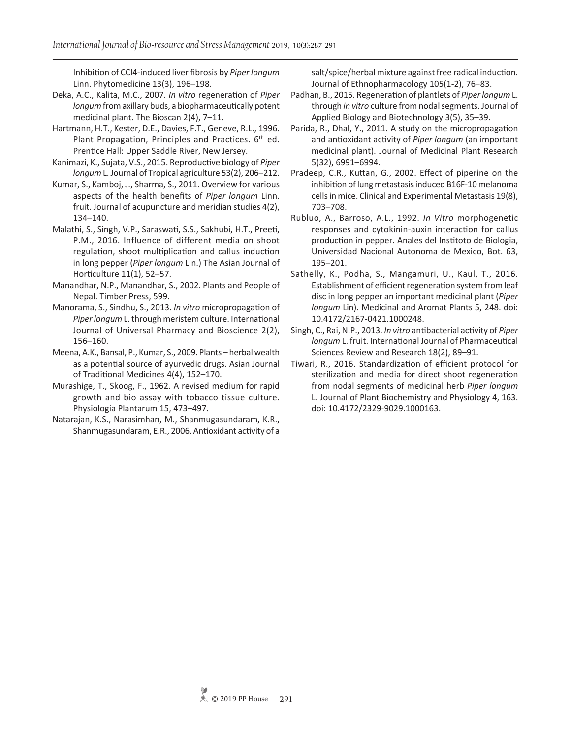Inhibition of CCl4-induced liver fibrosis by *Piper longum* Linn. Phytomedicine 13(3), 196–198.

Deka, A.C., Kalita, M.C., 2007. *In vitro* regeneration of *Piper longum* from axillary buds, a biopharmaceutically potent medicinal plant. The Bioscan 2(4), 7–11.

Hartmann, H.T., Kester, D.E., Davies, F.T., Geneve, R.L., 1996. Plant Propagation, Principles and Practices. 6th ed. Prentice Hall: Upper Saddle River, New Jersey.

Kanimazi, K., Sujata, V.S., 2015. Reproductive biology of *Piper longum* L. Journal of Tropical agriculture 53(2), 206–212.

Kumar, S., Kamboj, J., Sharma, S., 2011. Overview for various aspects of the health benefits of *Piper longum* Linn. fruit. Journal of acupuncture and meridian studies 4(2), 134–140.

Malathi, S., Singh, V.P., Saraswati, S.S., Sakhubi, H.T., Preeti, P.M., 2016. Influence of different media on shoot regulation, shoot multiplication and callus induction in long pepper (*Piper longum* Lin.) The Asian Journal of Horticulture 11(1), 52–57.

Manandhar, N.P., Manandhar, S., 2002. Plants and People of Nepal. Timber Press, 599.

Manorama, S., Sindhu, S., 2013. *In vitro* micropropagation of *Piper longum* L. through meristem culture. International Journal of Universal Pharmacy and Bioscience 2(2), 156–160.

Meena, A.K., Bansal, P., Kumar, S., 2009. Plants – herbal wealth as a potential source of ayurvedic drugs. Asian Journal of Traditional Medicines 4(4), 152–170.

Murashige, T., Skoog, F., 1962. A revised medium for rapid growth and bio assay with tobacco tissue culture. Physiologia Plantarum 15, 473–497.

Natarajan, K.S., Narasimhan, M., Shanmugasundaram, K.R., Shanmugasundaram, E.R., 2006. Antioxidant activity of a salt/spice/herbal mixture against free radical induction. Journal of Ethnopharmacology 105(1-2), 76–83.

Padhan, B., 2015. Regeneration of plantlets of *Piper longum* L. through *in vitro* culture from nodal segments. Journal of Applied Biology and Biotechnology 3(5), 35–39.

Parida, R., Dhal, Y., 2011. A study on the micropropagation and antioxidant activity of *Piper longum* (an important medicinal plant). Journal of Medicinal Plant Research 5(32), 6991–6994.

Pradeep, C.R., Kuttan, G., 2002. Effect of piperine on the inhibition of lung metastasis induced B16F-10 melanoma cells in mice. Clinical and Experimental Metastasis 19(8), 703–708.

Rubluo, A., Barroso, A.L., 1992. *In Vitro* morphogenetic responses and cytokinin-auxin interaction for callus production in pepper. Anales del Institoto de Biologia, Universidad Nacional Autonoma de Mexico, Bot. 63, 195–201.

Sathelly, K., Podha, S., Mangamuri, U., Kaul, T., 2016. Establishment of efficient regeneration system from leaf disc in long pepper an important medicinal plant (*Piper longum* Lin). Medicinal and Aromat Plants 5, 248. doi: 10.4172/2167-0421.1000248.

Singh, C., Rai, N.P., 2013. *In vitro* antibacterial activity of *Piper longum* L. fruit. International Journal of Pharmaceutical Sciences Review and Research 18(2), 89–91.

Tiwari, R., 2016. Standardization of efficient protocol for sterilization and media for direct shoot regeneration from nodal segments of medicinal herb *Piper longum* L. Journal of Plant Biochemistry and Physiology 4, 163. doi: 10.4172/2329-9029.1000163.